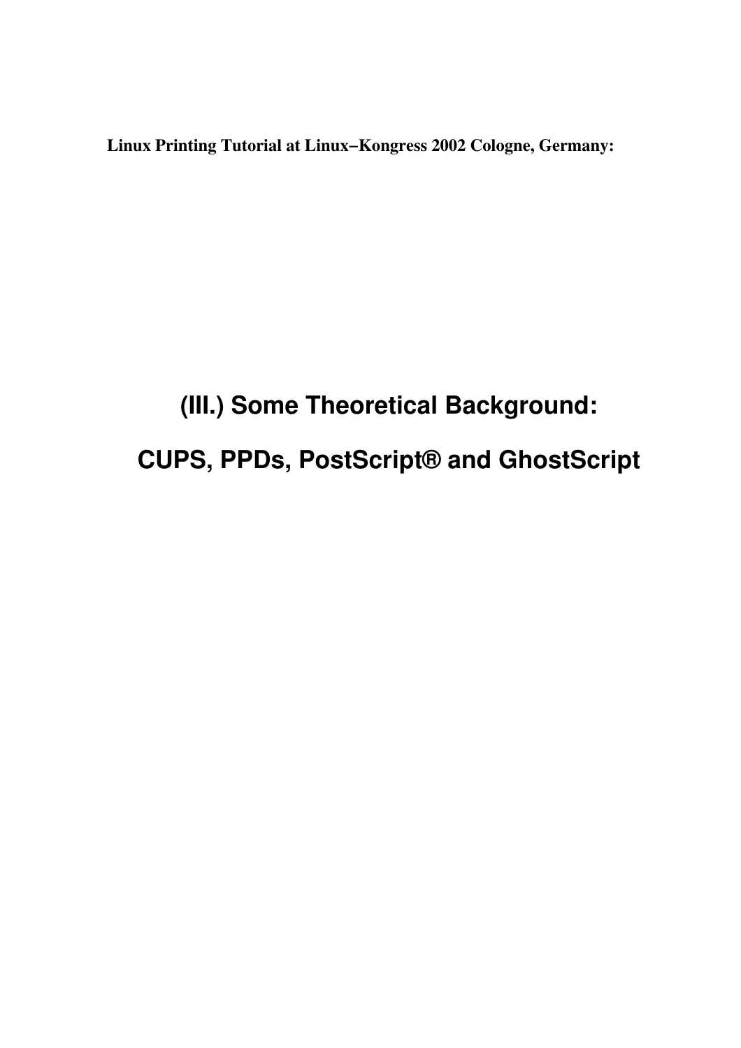**Linux Printing Tutorial at Linux−Kongress 2002 Cologne, Germany:**

# (III.) Some Theoretical Background:

# CUPS, PPDs, PostScript® and GhostScript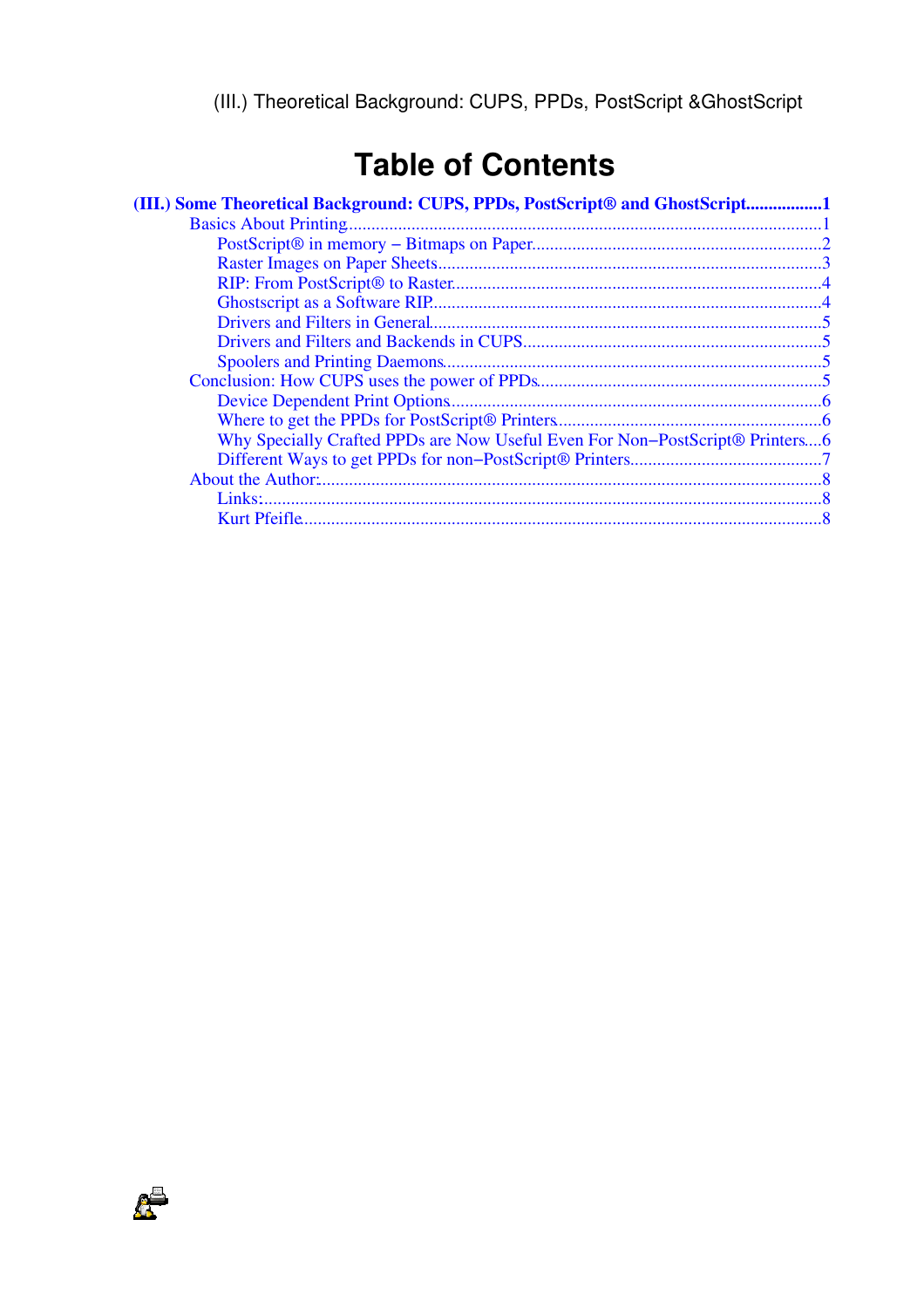# Table of Contents

**(III.) Some Theoretical Background: CUPS, PPDs, PostScript® and GhostScript................1**

- Basics About Printing.........................................................................................................1
  - PostScript® in memory − Bitmaps on Paper................................................................2
  - Raster Images on Paper Sheets.....................................................................................3
  - RIP: From PostScript® to Raster..................................................................................4
  - Ghostscript as a Software RIP......................................................................................4
  - Drivers and Filters in General.......................................................................................5
  - Drivers and Filters and Backends in CUPS..................................................................5
  - Spoolers and Printing Daemons....................................................................................5
- Conclusion: How CUPS uses the power of PPDs...............................................................5
  - Device Dependent Print Options..................................................................................6
  - Where to get the PPDs for PostScript® Printers...........................................................6
  - Why Specially Crafted PPDs are Now Useful Even For Non−PostScript® Printers....6
  - Different Ways to get PPDs for non−PostScript® Printers...........................................7
- About the Author:................................................................................................................8
  - Links:............................................................................................................................8
  - Kurt Pfeifle...................................................................................................................8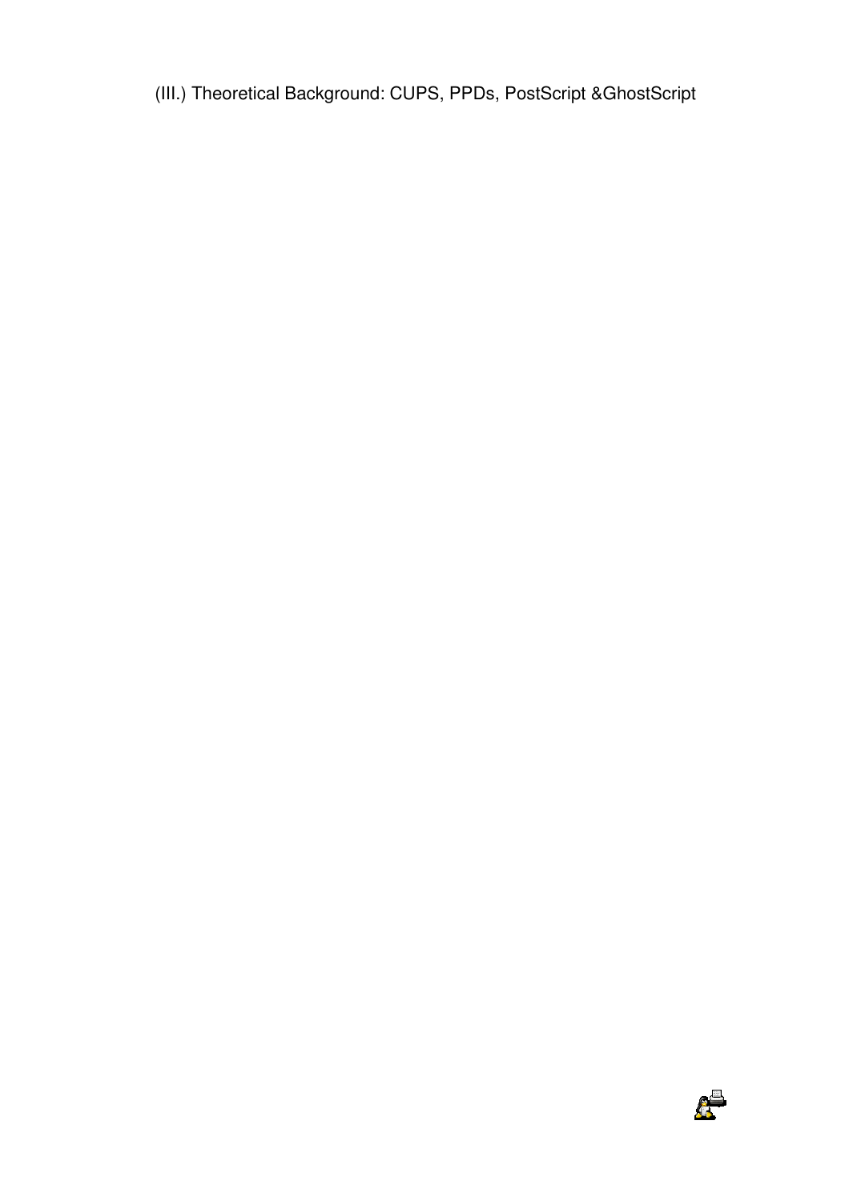# (III.) Theoretical Background: CUPS, PPDs, PostScript &GhostScript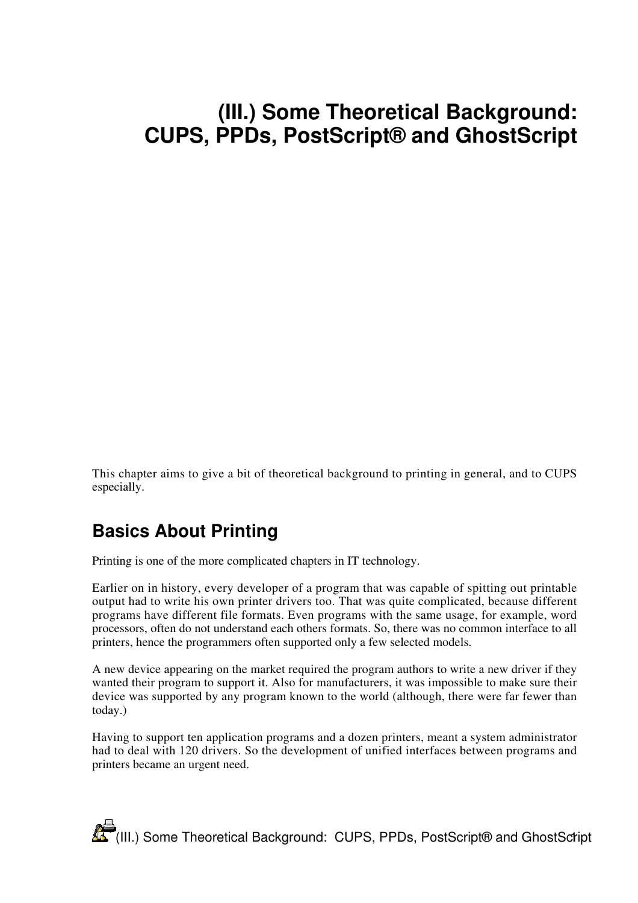# (III.) Some Theoretical Background: CUPS, PPDs, PostScript® and GhostScript

This chapter aims to give a bit of theoretical background to printing in general, and to CUPS especially.

## Basics About Printing

Printing is one of the more complicated chapters in IT technology.

Earlier on in history, every developer of a program that was capable of spitting out printable output had to write his own printer drivers too. That was quite complicated, because different programs have different file formats. Even programs with the same usage, for example, word processors, often do not understand each others formats. So, there was no common interface to all printers, hence the programmers often supported only a few selected models.

A new device appearing on the market required the program authors to write a new driver if they wanted their program to support it. Also for manufacturers, it was impossible to make sure their device was supported by any program known to the world (although, there were far fewer than today.)

Having to support ten application programs and a dozen printers, meant a system administrator had to deal with 120 drivers. So the development of unified interfaces between programs and printers became an urgent need.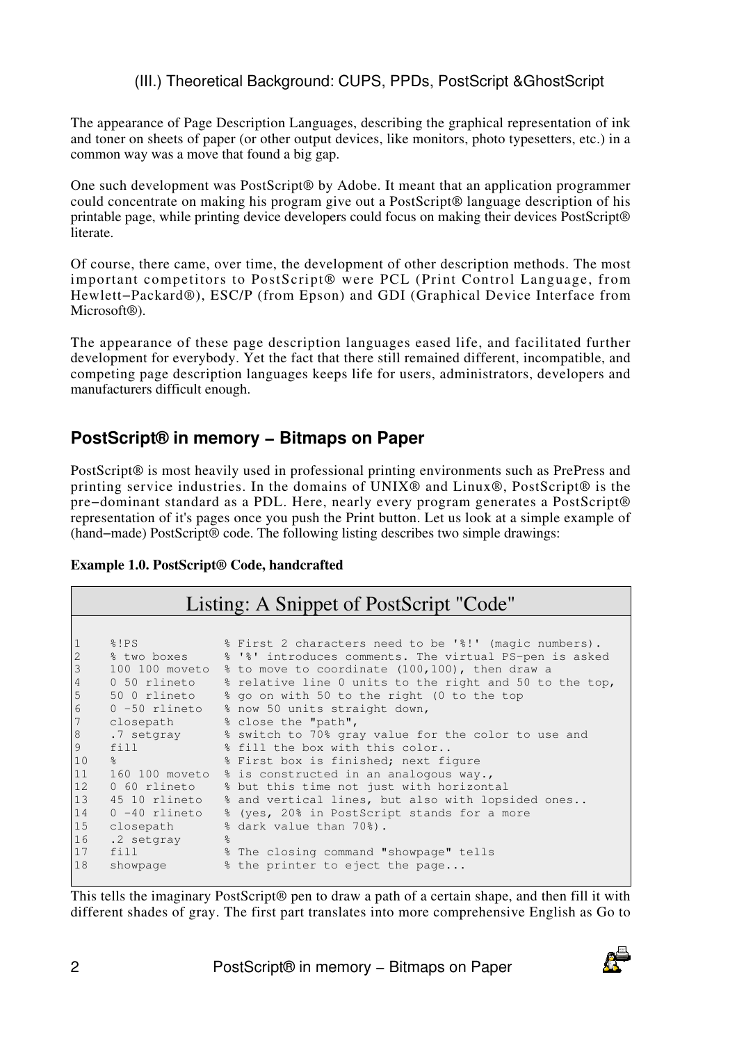The appearance of Page Description Languages, describing the graphical representation of ink and toner on sheets of paper (or other output devices, like monitors, photo typesetters, etc.) in a common way was a move that found a big gap.

One such development was PostScript® by Adobe. It meant that an application programmer could concentrate on making his program give out a PostScript® language description of his printable page, while printing device developers could focus on making their devices PostScript® literate.

Of course, there came, over time, the development of other description methods. The most important competitors to PostScript® were PCL (Print Control Language, from Hewlett−Packard®), ESC/P (from Epson) and GDI (Graphical Device Interface from Microsoft®).

The appearance of these page description languages eased life, and facilitated further development for everybody. Yet the fact that there still remained different, incompatible, and competing page description languages keeps life for users, administrators, developers and manufacturers difficult enough.

## PostScript® in memory − Bitmaps on Paper

PostScript® is most heavily used in professional printing environments such as PrePress and printing service industries. In the domains of UNIX® and Linux®, PostScript® is the pre−dominant standard as a PDL. Here, nearly every program generates a PostScript® representation of it's pages once you push the Print button. Let us look at a simple example of (hand−made) PostScript® code. The following listing describes two simple drawings:

**Example 1.0. PostScript® Code, handcrafted**

Listing: A Snippet of PostScript "Code"

```
1    %!PS             % First 2 characters need to be '%!' (magic numbers).
2    % two boxes      % '%' introduces comments. The virtual PS-pen is asked
3    100 100 moveto   % to move to coordinate (100,100), then draw a
4    0 50 rlineto     % relative line 0 units to the right and 50 to the top,
5    50 0 rlineto     % go on with 50 to the right (0 to the top
6    0 -50 rlineto    % now 50 units straight down,
7    closepath        % close the "path",
8    .7 setgray       % switch to 70% gray value for the color to use and
9    fill             % fill the box with this color..
10   %                % First box is finished; next figure
11   160 100 moveto   % is constructed in an analogous way.,
12   0 60 rlineto     % but this time not just with horizontal
13   45 10 rlineto    % and vertical lines, but also with lopsided ones..
14   0 -40 rlineto    % (yes, 20% in PostScript stands for a more
15   closepath        % dark value than 70%).
16   .2 setgray       %
17   fill             % The closing command "showpage" tells
18   showpage         % the printer to eject the page...
```

This tells the imaginary PostScript® pen to draw a path of a certain shape, and then fill it with different shades of gray. The first part translates into more comprehensive English as Go to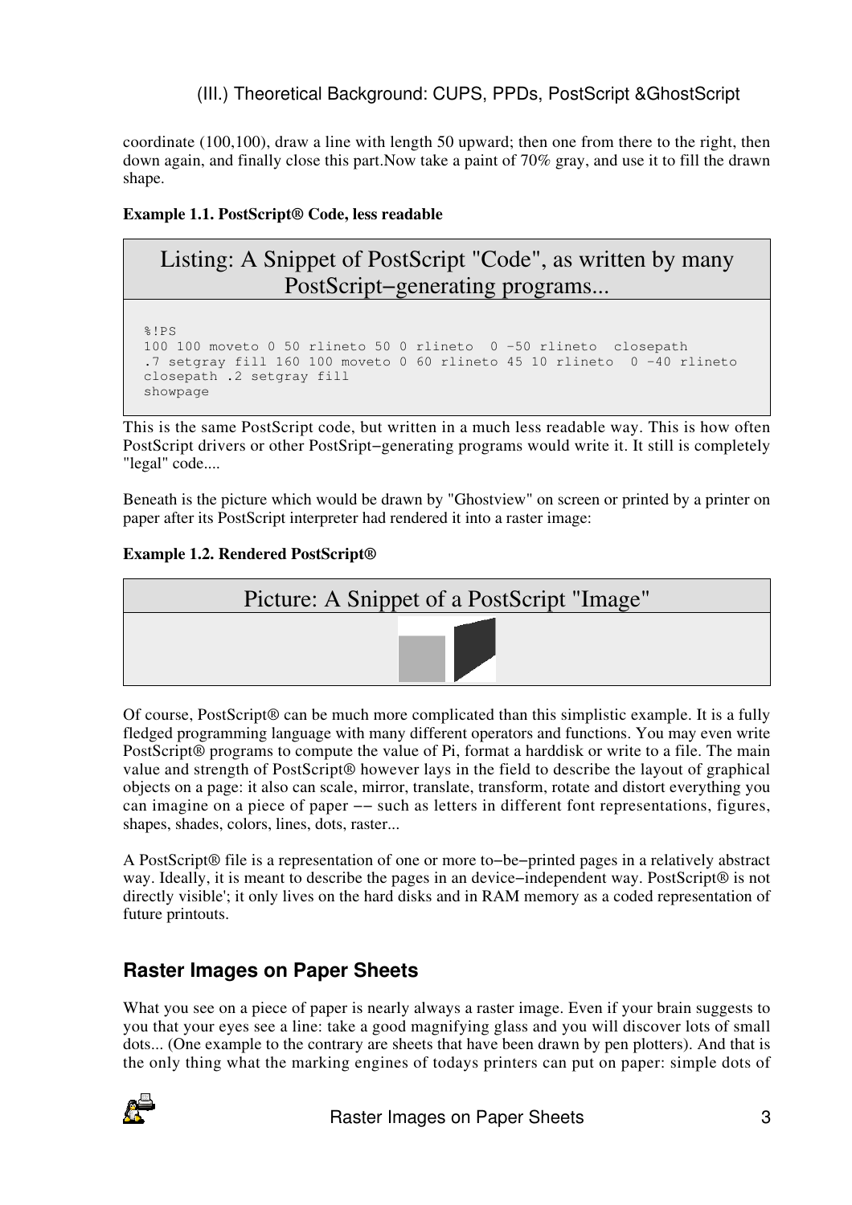coordinate (100,100), draw a line with length 50 upward; then one from there to the right, then down again, and finally close this part.Now take a paint of 70% gray, and use it to fill the drawn shape.

**Example 1.1. PostScript® Code, less readable**

Listing: A Snippet of PostScript "Code", as written by many PostScript−generating programs...

```
%!PS
100 100 moveto 0 50 rlineto 50 0 rlineto  0 -50 rlineto  closepath
.7 setgray fill 160 100 moveto 0 60 rlineto 45 10 rlineto  0 -40 rlineto
closepath .2 setgray fill
showpage
```

This is the same PostScript code, but written in a much less readable way. This is how often PostScript drivers or other PostSript−generating programs would write it. It still is completely "legal" code....

Beneath is the picture which would be drawn by "Ghostview" on screen or printed by a printer on paper after its PostScript interpreter had rendered it into a raster image:

**Example 1.2. Rendered PostScript®**

Picture: A Snippet of a PostScript "Image"

Of course, PostScript® can be much more complicated than this simplistic example. It is a fully fledged programming language with many different operators and functions. You may even write PostScript® programs to compute the value of Pi, format a harddisk or write to a file. The main value and strength of PostScript® however lays in the field to describe the layout of graphical objects on a page: it also can scale, mirror, translate, transform, rotate and distort everything you can imagine on a piece of paper −− such as letters in different font representations, figures, shapes, shades, colors, lines, dots, raster...

A PostScript® file is a representation of one or more to−be−printed pages in a relatively abstract way. Ideally, it is meant to describe the pages in an device−independent way. PostScript® is not directly visible'; it only lives on the hard disks and in RAM memory as a coded representation of future printouts.

## Raster Images on Paper Sheets

What you see on a piece of paper is nearly always a raster image. Even if your brain suggests to you that your eyes see a line: take a good magnifying glass and you will discover lots of small dots... (One example to the contrary are sheets that have been drawn by pen plotters). And that is the only thing what the marking engines of todays printers can put on paper: simple dots of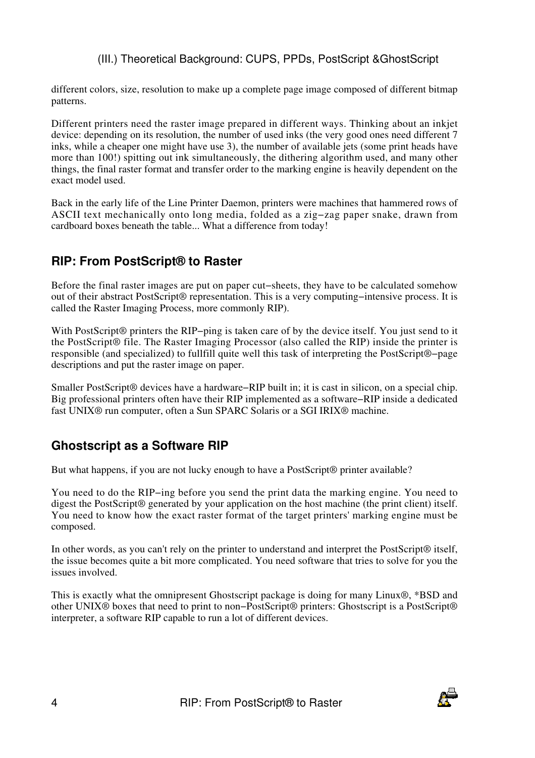different colors, size, resolution to make up a complete page image composed of different bitmap patterns.

Different printers need the raster image prepared in different ways. Thinking about an inkjet device: depending on its resolution, the number of used inks (the very good ones need different 7 inks, while a cheaper one might have use 3), the number of available jets (some print heads have more than 100!) spitting out ink simultaneously, the dithering algorithm used, and many other things, the final raster format and transfer order to the marking engine is heavily dependent on the exact model used.

Back in the early life of the Line Printer Daemon, printers were machines that hammered rows of ASCII text mechanically onto long media, folded as a zig−zag paper snake, drawn from cardboard boxes beneath the table... What a difference from today!

## RIP: From PostScript® to Raster

Before the final raster images are put on paper cut−sheets, they have to be calculated somehow out of their abstract PostScript® representation. This is a very computing−intensive process. It is called the Raster Imaging Process, more commonly RIP).

With PostScript® printers the RIP−ping is taken care of by the device itself. You just send to it the PostScript® file. The Raster Imaging Processor (also called the RIP) inside the printer is responsible (and specialized) to fullfill quite well this task of interpreting the PostScript®−page descriptions and put the raster image on paper.

Smaller PostScript® devices have a hardware−RIP built in; it is cast in silicon, on a special chip. Big professional printers often have their RIP implemented as a software−RIP inside a dedicated fast UNIX® run computer, often a Sun SPARC Solaris or a SGI IRIX® machine.

## Ghostscript as a Software RIP

But what happens, if you are not lucky enough to have a PostScript® printer available?

You need to do the RIP−ing before you send the print data the marking engine. You need to digest the PostScript® generated by your application on the host machine (the print client) itself. You need to know how the exact raster format of the target printers' marking engine must be composed.

In other words, as you can't rely on the printer to understand and interpret the PostScript® itself, the issue becomes quite a bit more complicated. You need software that tries to solve for you the issues involved.

This is exactly what the omnipresent Ghostscript package is doing for many Linux®, *BSD and other UNIX® boxes that need to print to non−PostScript® printers: Ghostscript is a PostScript® interpreter, a software RIP capable to run a lot of different devices.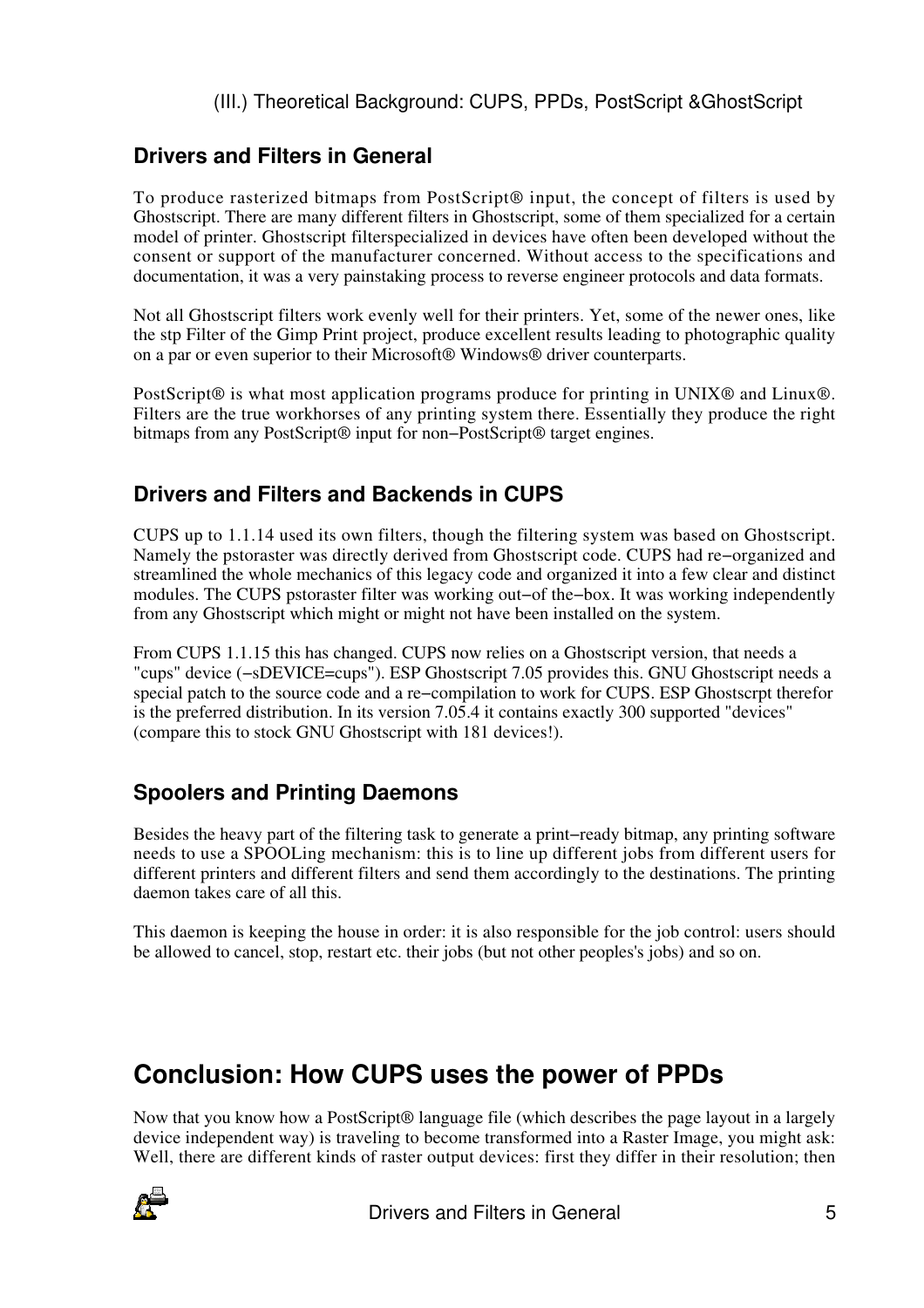## Drivers and Filters in General

To produce rasterized bitmaps from PostScript® input, the concept of filters is used by Ghostscript. There are many different filters in Ghostscript, some of them specialized for a certain model of printer. Ghostscript filterspecialized in devices have often been developed without the consent or support of the manufacturer concerned. Without access to the specifications and documentation, it was a very painstaking process to reverse engineer protocols and data formats.

Not all Ghostscript filters work evenly well for their printers. Yet, some of the newer ones, like the stp Filter of the Gimp Print project, produce excellent results leading to photographic quality on a par or even superior to their Microsoft® Windows® driver counterparts.

PostScript® is what most application programs produce for printing in UNIX® and Linux®. Filters are the true workhorses of any printing system there. Essentially they produce the right bitmaps from any PostScript® input for non−PostScript® target engines.

## Drivers and Filters and Backends in CUPS

CUPS up to 1.1.14 used its own filters, though the filtering system was based on Ghostscript. Namely the pstoraster was directly derived from Ghostscript code. CUPS had re−organized and streamlined the whole mechanics of this legacy code and organized it into a few clear and distinct modules. The CUPS pstoraster filter was working out−of the−box. It was working independently from any Ghostscript which might or might not have been installed on the system.

From CUPS 1.1.15 this has changed. CUPS now relies on a Ghostscript version, that needs a "cups" device (−sDEVICE=cups"). ESP Ghostscript 7.05 provides this. GNU Ghostscript needs a special patch to the source code and a re−compilation to work for CUPS. ESP Ghostscrpt therefor is the preferred distribution. In its version 7.05.4 it contains exactly 300 supported "devices" (compare this to stock GNU Ghostscript with 181 devices!).

## Spoolers and Printing Daemons

Besides the heavy part of the filtering task to generate a print−ready bitmap, any printing software needs to use a SPOOLing mechanism: this is to line up different jobs from different users for different printers and different filters and send them accordingly to the destinations. The printing daemon takes care of all this.

This daemon is keeping the house in order: it is also responsible for the job control: users should be allowed to cancel, stop, restart etc. their jobs (but not other peoples's jobs) and so on.

# Conclusion: How CUPS uses the power of PPDs

Now that you know how a PostScript® language file (which describes the page layout in a largely device independent way) is traveling to become transformed into a Raster Image, you might ask: Well, there are different kinds of raster output devices: first they differ in their resolution; then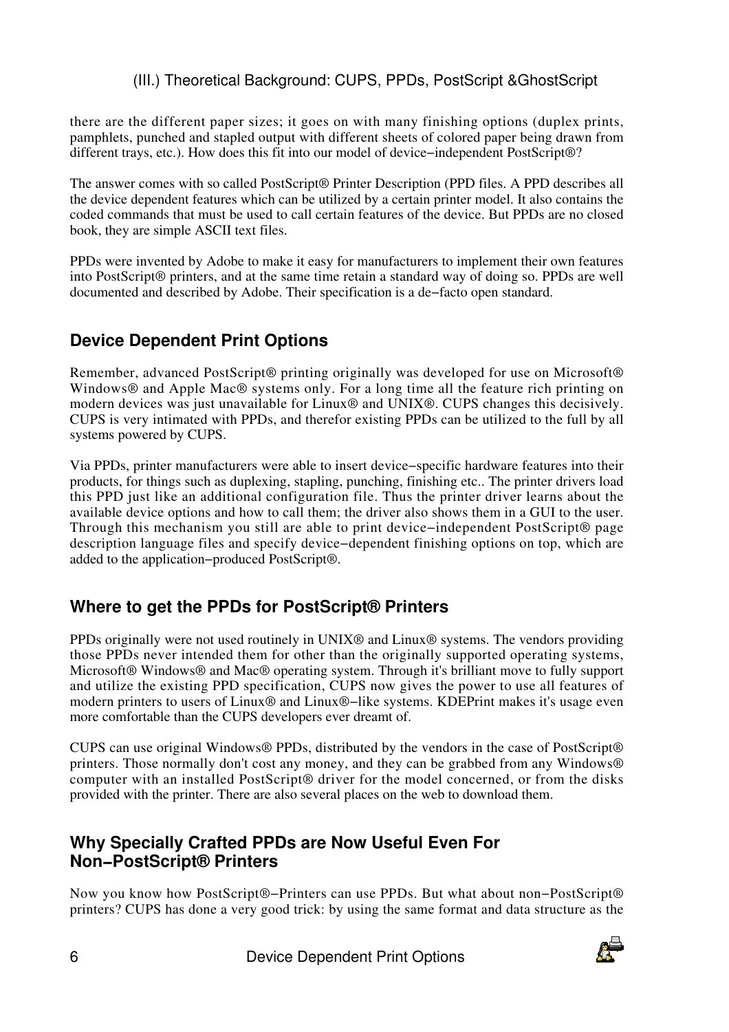there are the different paper sizes; it goes on with many finishing options (duplex prints, pamphlets, punched and stapled output with different sheets of colored paper being drawn from different trays, etc.). How does this fit into our model of device−independent PostScript®?

The answer comes with so called PostScript® Printer Description (PPD files. A PPD describes all the device dependent features which can be utilized by a certain printer model. It also contains the coded commands that must be used to call certain features of the device. But PPDs are no closed book, they are simple ASCII text files.

PPDs were invented by Adobe to make it easy for manufacturers to implement their own features into PostScript® printers, and at the same time retain a standard way of doing so. PPDs are well documented and described by Adobe. Their specification is a de−facto open standard.

## Device Dependent Print Options

Remember, advanced PostScript® printing originally was developed for use on Microsoft® Windows® and Apple Mac® systems only. For a long time all the feature rich printing on modern devices was just unavailable for Linux® and UNIX®. CUPS changes this decisively. CUPS is very intimated with PPDs, and therefor existing PPDs can be utilized to the full by all systems powered by CUPS.

Via PPDs, printer manufacturers were able to insert device−specific hardware features into their products, for things such as duplexing, stapling, punching, finishing etc.. The printer drivers load this PPD just like an additional configuration file. Thus the printer driver learns about the available device options and how to call them; the driver also shows them in a GUI to the user. Through this mechanism you still are able to print device−independent PostScript® page description language files and specify device−dependent finishing options on top, which are added to the application−produced PostScript®.

## Where to get the PPDs for PostScript® Printers

PPDs originally were not used routinely in UNIX® and Linux® systems. The vendors providing those PPDs never intended them for other than the originally supported operating systems, Microsoft® Windows® and Mac® operating system. Through it's brilliant move to fully support and utilize the existing PPD specification, CUPS now gives the power to use all features of modern printers to users of Linux® and Linux®−like systems. KDEPrint makes it's usage even more comfortable than the CUPS developers ever dreamt of.

CUPS can use original Windows® PPDs, distributed by the vendors in the case of PostScript® printers. Those normally don't cost any money, and they can be grabbed from any Windows® computer with an installed PostScript® driver for the model concerned, or from the disks provided with the printer. There are also several places on the web to download them.

## Why Specially Crafted PPDs are Now Useful Even For Non−PostScript® Printers

Now you know how PostScript®−Printers can use PPDs. But what about non−PostScript® printers? CUPS has done a very good trick: by using the same format and data structure as the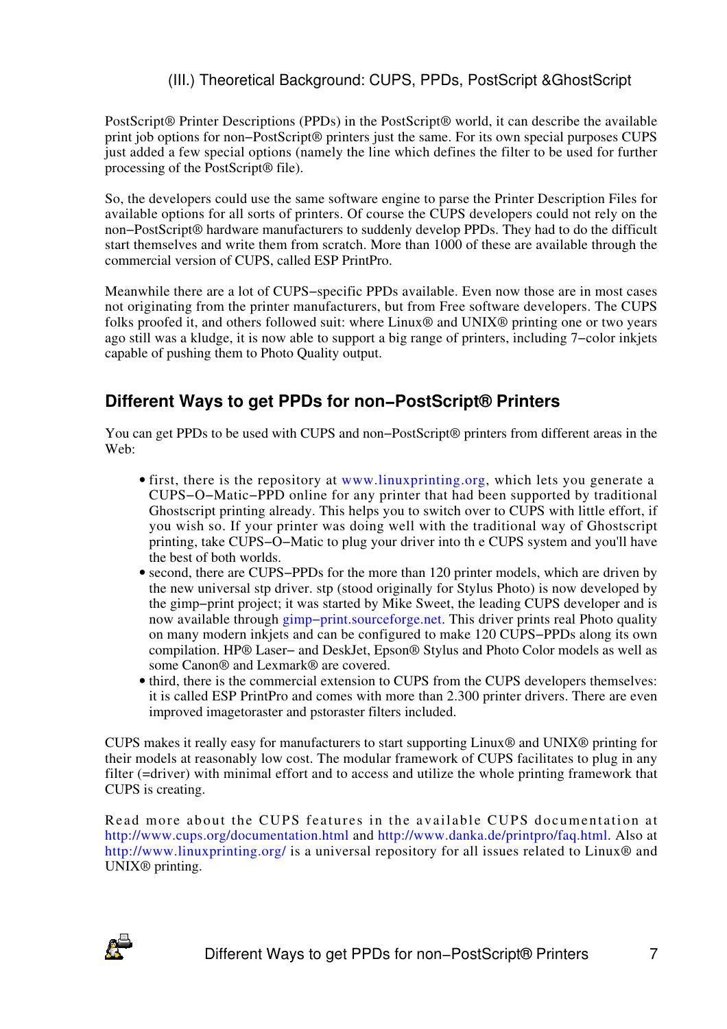PostScript® Printer Descriptions (PPDs) in the PostScript® world, it can describe the available print job options for non−PostScript® printers just the same. For its own special purposes CUPS just added a few special options (namely the line which defines the filter to be used for further processing of the PostScript® file).

So, the developers could use the same software engine to parse the Printer Description Files for available options for all sorts of printers. Of course the CUPS developers could not rely on the non−PostScript® hardware manufacturers to suddenly develop PPDs. They had to do the difficult start themselves and write them from scratch. More than 1000 of these are available through the commercial version of CUPS, called ESP PrintPro.

Meanwhile there are a lot of CUPS−specific PPDs available. Even now those are in most cases not originating from the printer manufacturers, but from Free software developers. The CUPS folks proofed it, and others followed suit: where Linux® and UNIX® printing one or two years ago still was a kludge, it is now able to support a big range of printers, including 7−color inkjets capable of pushing them to Photo Quality output.

## Different Ways to get PPDs for non−PostScript® Printers

You can get PPDs to be used with CUPS and non−PostScript® printers from different areas in the Web:

- first, there is the repository at www.linuxprinting.org, which lets you generate a CUPS−O−Matic−PPD online for any printer that had been supported by traditional Ghostscript printing already. This helps you to switch over to CUPS with little effort, if you wish so. If your printer was doing well with the traditional way of Ghostscript printing, take CUPS−O−Matic to plug your driver into th e CUPS system and you'll have the best of both worlds.
- second, there are CUPS−PPDs for the more than 120 printer models, which are driven by the new universal stp driver. stp (stood originally for Stylus Photo) is now developed by the gimp−print project; it was started by Mike Sweet, the leading CUPS developer and is now available through gimp−print.sourceforge.net. This driver prints real Photo quality on many modern inkjets and can be configured to make 120 CUPS−PPDs along its own compilation. HP® Laser− and DeskJet, Epson® Stylus and Photo Color models as well as some Canon® and Lexmark® are covered.
- third, there is the commercial extension to CUPS from the CUPS developers themselves: it is called ESP PrintPro and comes with more than 2.300 printer drivers. There are even improved imagetoraster and pstoraster filters included.

CUPS makes it really easy for manufacturers to start supporting Linux® and UNIX® printing for their models at reasonably low cost. The modular framework of CUPS facilitates to plug in any filter (=driver) with minimal effort and to access and utilize the whole printing framework that CUPS is creating.

Read more about the CUPS features in the available CUPS documentation at http://www.cups.org/documentation.html and http://www.danka.de/printpro/faq.html. Also at http://www.linuxprinting.org/ is a universal repository for all issues related to Linux® and UNIX® printing.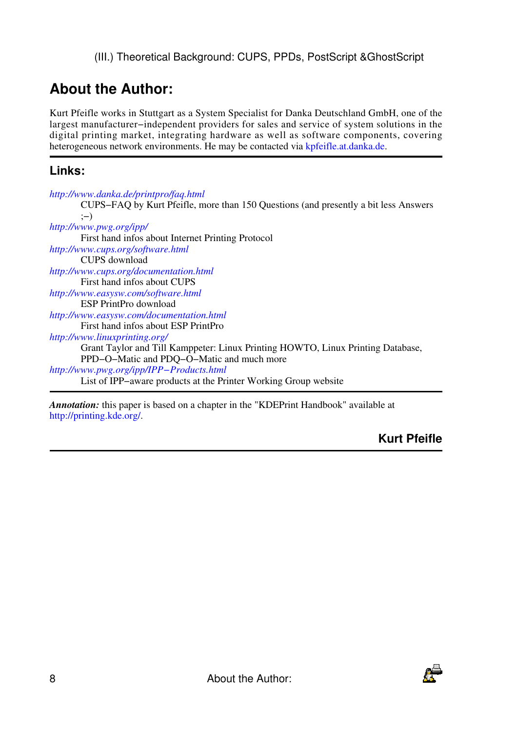## About the Author:

Kurt Pfeifle works in Stuttgart as a System Specialist for Danka Deutschland GmbH, one of the largest manufacturer−independent providers for sales and service of system solutions in the digital printing market, integrating hardware as well as software components, covering heterogeneous network environments. He may be contacted via kpfeifle.at.danka.de.

---

## Links:

*http://www.danka.de/printpro/faq.html*
: CUPS−FAQ by Kurt Pfeifle, more than 150 Questions (and presently a bit less Answers ;−)

*http://www.pwg.org/ipp/*
: First hand infos about Internet Printing Protocol

*http://www.cups.org/software.html*
: CUPS download

*http://www.cups.org/documentation.html*
: First hand infos about CUPS

*http://www.easysw.com/software.html*
: ESP PrintPro download

*http://www.easysw.com/documentation.html*
: First hand infos about ESP PrintPro

*http://www.linuxprinting.org/*
: Grant Taylor and Till Kamppeter: Linux Printing HOWTO, Linux Printing Database, PPD−O−Matic and PDQ−O−Matic and much more

*http://www.pwg.org/ipp/IPP−Products.html*
: List of IPP−aware products at the Printer Working Group website

---

***Annotation:*** this paper is based on a chapter in the "KDEPrint Handbook" available at http://printing.kde.org/.

**Kurt Pfeifle**

---